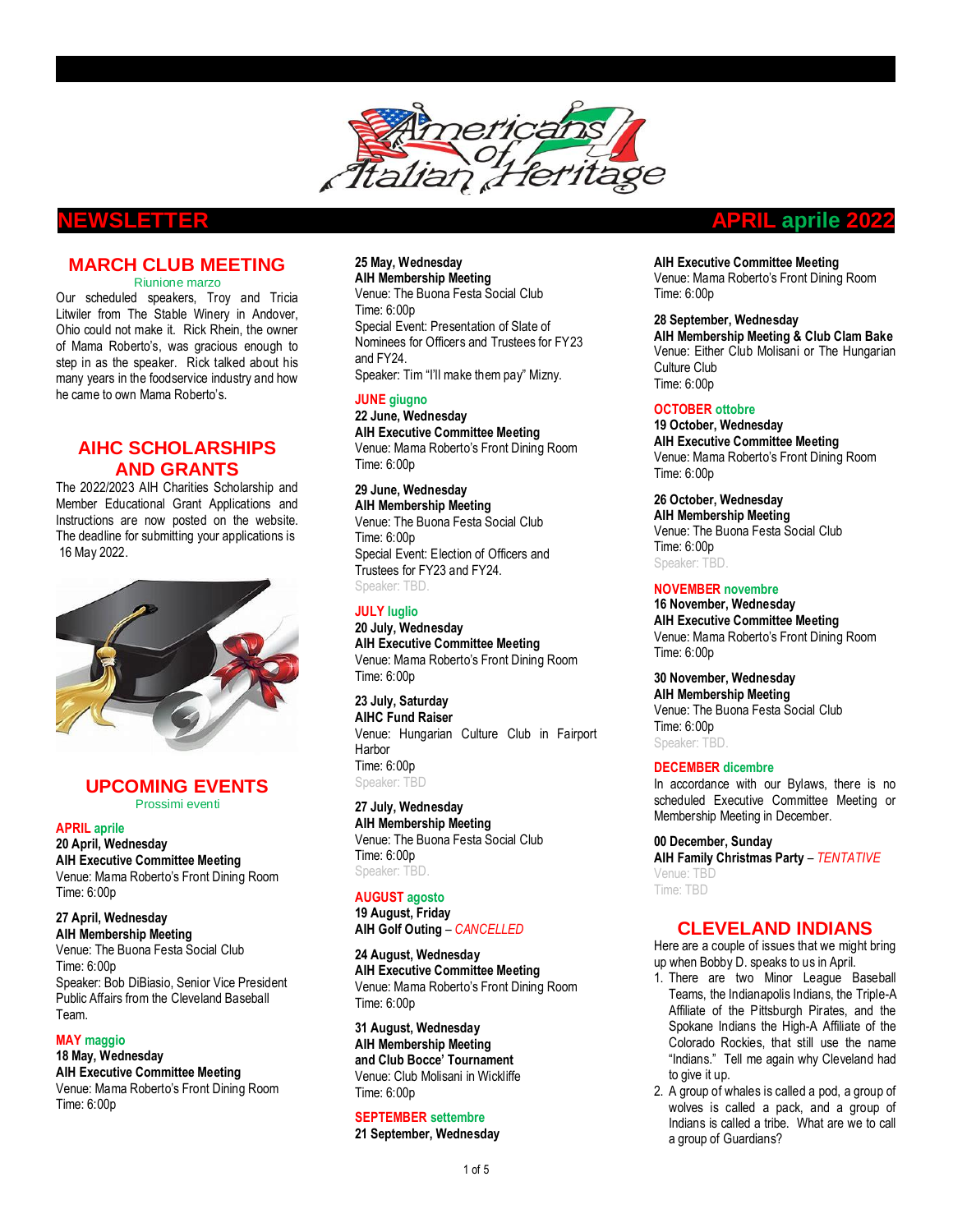# Americans of Italian Heritage

# NEWSLETTER

**APRIL aprile 2022**

## MARCH CLUB MEETING

Riunione marzo

Our scheduled speakers, Troy and Tricia Litwiler from The Stable Winery in Andover, Ohio could not make it. Rick Rhein, the owner of Mama Roberto's, was gracious enough to step in as the speaker. Rick talked about his many years in the foodservice industry and how he came to own Mama Roberto's.

## AIHC SCHOLARSHIPS AND GRANTS

The 2022/2023 AIH Charities Scholarship and Member Educational Grant Applications and Instructions are now posted on the website. The deadline for submitting your applications is 16 May 2022.

## UPCOMING EVENTS

Prossimi eventi

### APRIL aprile

**20 April, Wednesday**
**AIH Executive Committee Meeting**
Venue: Mama Roberto's Front Dining Room
Time: 6:00p

**27 April, Wednesday**
**AIH Membership Meeting**
Venue: The Buona Festa Social Club
Time: 6:00p
Speaker: Bob DiBiasio, Senior Vice President Public Affairs from the Cleveland Baseball Team.

### MAY maggio

**18 May, Wednesday**
**AIH Executive Committee Meeting**
Venue: Mama Roberto's Front Dining Room
Time: 6:00p

**25 May, Wednesday**
**AIH Membership Meeting**
Venue: The Buona Festa Social Club
Time: 6:00p
Special Event: Presentation of Slate of Nominees for Officers and Trustees for FY23 and FY24.
Speaker: Tim "I'll make them pay" Mizny.

### JUNE giugno

**22 June, Wednesday**
**AIH Executive Committee Meeting**
Venue: Mama Roberto's Front Dining Room
Time: 6:00p

**29 June, Wednesday**
**AIH Membership Meeting**
Venue: The Buona Festa Social Club
Time: 6:00p
Special Event: Election of Officers and Trustees for FY23 and FY24.
Speaker: TBD.

### JULY luglio

**20 July, Wednesday**
**AIH Executive Committee Meeting**
Venue: Mama Roberto's Front Dining Room
Time: 6:00p

**23 July, Saturday**
**AIHC Fund Raiser**
Venue: Hungarian Culture Club in Fairport Harbor
Time: 6:00p
Speaker: TBD

**27 July, Wednesday**
**AIH Membership Meeting**
Venue: The Buona Festa Social Club
Time: 6:00p
Speaker: TBD.

### AUGUST agosto

**19 August, Friday**
**AIH Golf Outing** – *CANCELLED*

**24 August, Wednesday**
**AIH Executive Committee Meeting**
Venue: Mama Roberto's Front Dining Room
Time: 6:00p

**31 August, Wednesday**
**AIH Membership Meeting and Club Bocce' Tournament**
Venue: Club Molisani in Wickliffe
Time: 6:00p

### SEPTEMBER settembre

**21 September, Wednesday**
**AIH Executive Committee Meeting**
Venue: Mama Roberto's Front Dining Room
Time: 6:00p

**28 September, Wednesday**
**AIH Membership Meeting & Club Clam Bake**
Venue: Either Club Molisani or The Hungarian Culture Club
Time: 6:00p

### OCTOBER ottobre

**19 October, Wednesday**
**AIH Executive Committee Meeting**
Venue: Mama Roberto's Front Dining Room
Time: 6:00p

**26 October, Wednesday**
**AIH Membership Meeting**
Venue: The Buona Festa Social Club
Time: 6:00p
Speaker: TBD.

### NOVEMBER novembre

**16 November, Wednesday**
**AIH Executive Committee Meeting**
Venue: Mama Roberto's Front Dining Room
Time: 6:00p

**30 November, Wednesday**
**AIH Membership Meeting**
Venue: The Buona Festa Social Club
Time: 6:00p
Speaker: TBD.

### DECEMBER dicembre

In accordance with our Bylaws, there is no scheduled Executive Committee Meeting or Membership Meeting in December.

**00 December, Sunday**
**AIH Family Christmas Party** – *TENTATIVE*
Venue: TBD
Time: TBD

## CLEVELAND INDIANS

Here are a couple of issues that we might bring up when Bobby D. speaks to us in April.

1. There are two Minor League Baseball Teams, the Indianapolis Indians, the Triple-A Affiliate of the Pittsburgh Pirates, and the Spokane Indians the High-A Affiliate of the Colorado Rockies, that still use the name "Indians." Tell me again why Cleveland had to give it up.
2. A group of whales is called a pod, a group of wolves is called a pack, and a group of Indians is called a tribe. What are we to call a group of Guardians?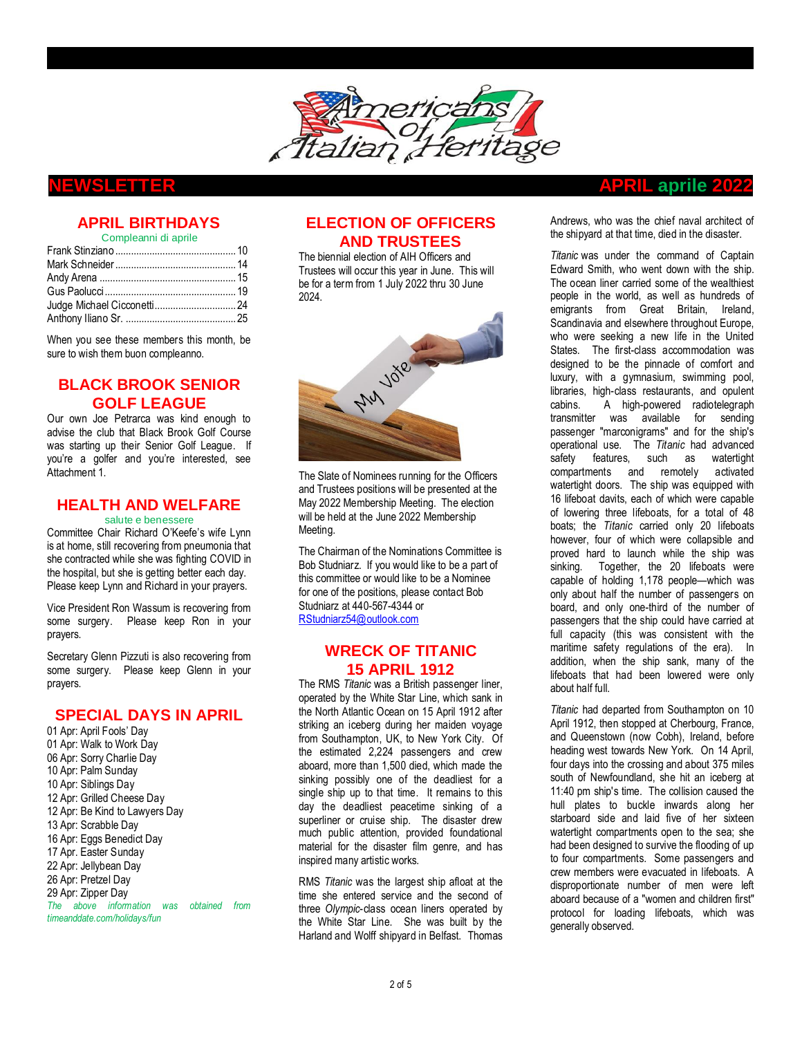# NEWSLETTER — APRIL aprile 2022

## APRIL BIRTHDAYS

Compleanni di aprile

| Name | Day |
|---|---|
| Frank Stinziano | 10 |
| Mark Schneider | 14 |
| Andy Arena | 15 |
| Gus Paolucci | 19 |
| Judge Michael Cicconetti | 24 |
| Anthony Iliano Sr. | 25 |

When you see these members this month, be sure to wish them buon compleanno.

## BLACK BROOK SENIOR GOLF LEAGUE

Our own Joe Petrarca was kind enough to advise the club that Black Brook Golf Course was starting up their Senior Golf League. If you're a golfer and you're interested, see Attachment 1.

## HEALTH AND WELFARE

salute e benessere

Committee Chair Richard O'Keefe's wife Lynn is at home, still recovering from pneumonia that she contracted while she was fighting COVID in the hospital, but she is getting better each day. Please keep Lynn and Richard in your prayers.

Vice President Ron Wassum is recovering from some surgery. Please keep Ron in your prayers.

Secretary Glenn Pizzuti is also recovering from some surgery. Please keep Glenn in your prayers.

## SPECIAL DAYS IN APRIL

01 Apr: April Fools' Day
01 Apr: Walk to Work Day
06 Apr: Sorry Charlie Day
10 Apr: Palm Sunday
10 Apr: Siblings Day
12 Apr: Grilled Cheese Day
12 Apr: Be Kind to Lawyers Day
13 Apr: Scrabble Day
16 Apr: Eggs Benedict Day
17 Apr. Easter Sunday
22 Apr: Jellybean Day
26 Apr: Pretzel Day
29 Apr: Zipper Day

*The above information was obtained from timeanddate.com/holidays/fun*

## ELECTION OF OFFICERS AND TRUSTEES

The biennial election of AIH Officers and Trustees will occur this year in June. This will be for a term from 1 July 2022 thru 30 June 2024.

The Slate of Nominees running for the Officers and Trustees positions will be presented at the May 2022 Membership Meeting. The election will be held at the June 2022 Membership Meeting.

The Chairman of the Nominations Committee is Bob Studniarz. If you would like to be a part of this committee or would like to be a Nominee for one of the positions, please contact Bob Studniarz at 440-567-4344 or RStudniarz54@outlook.com

## WRECK OF TITANIC 15 APRIL 1912

The RMS *Titanic* was a British passenger liner, operated by the White Star Line, which sank in the North Atlantic Ocean on 15 April 1912 after striking an iceberg during her maiden voyage from Southampton, UK, to New York City. Of the estimated 2,224 passengers and crew aboard, more than 1,500 died, which made the sinking possibly one of the deadliest for a single ship up to that time. It remains to this day the deadliest peacetime sinking of a superliner or cruise ship. The disaster drew much public attention, provided foundational material for the disaster film genre, and has inspired many artistic works.

RMS *Titanic* was the largest ship afloat at the time she entered service and the second of three *Olympic*-class ocean liners operated by the White Star Line. She was built by the Harland and Wolff shipyard in Belfast. Thomas Andrews, who was the chief naval architect of the shipyard at that time, died in the disaster.

*Titanic* was under the command of Captain Edward Smith, who went down with the ship. The ocean liner carried some of the wealthiest people in the world, as well as hundreds of emigrants from Great Britain, Ireland, Scandinavia and elsewhere throughout Europe, who were seeking a new life in the United States. The first-class accommodation was designed to be the pinnacle of comfort and luxury, with a gymnasium, swimming pool, libraries, high-class restaurants, and opulent cabins. A high-powered radiotelegraph transmitter was available for sending passenger "marconigrams" and for the ship's operational use. The *Titanic* had advanced safety features, such as watertight compartments and remotely activated watertight doors. The ship was equipped with 16 lifeboat davits, each of which were capable of lowering three lifeboats, for a total of 48 boats; the *Titanic* carried only 20 lifeboats however, four of which were collapsible and proved hard to launch while the ship was sinking. Together, the 20 lifeboats were capable of holding 1,178 people—which was only about half the number of passengers on board, and only one-third of the number of passengers that the ship could have carried at full capacity (this was consistent with the maritime safety regulations of the era). In addition, when the ship sank, many of the lifeboats that had been lowered were only about half full.

*Titanic* had departed from Southampton on 10 April 1912, then stopped at Cherbourg, France, and Queenstown (now Cobh), Ireland, before heading west towards New York. On 14 April, four days into the crossing and about 375 miles south of Newfoundland, she hit an iceberg at 11:40 pm ship's time. The collision caused the hull plates to buckle inwards along her starboard side and laid five of her sixteen watertight compartments open to the sea; she had been designed to survive the flooding of up to four compartments. Some passengers and crew members were evacuated in lifeboats. A disproportionate number of men were left aboard because of a "women and children first" protocol for loading lifeboats, which was generally observed.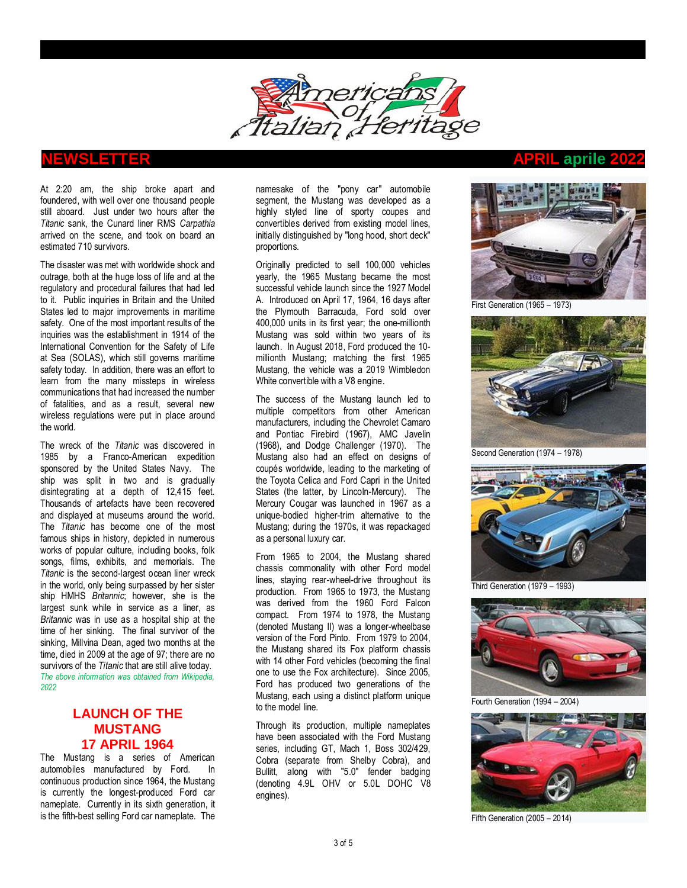At 2:20 am, the ship broke apart and foundered, with well over one thousand people still aboard. Just under two hours after the *Titanic* sank, the Cunard liner RMS *Carpathia* arrived on the scene, and took on board an estimated 710 survivors.

The disaster was met with worldwide shock and outrage, both at the huge loss of life and at the regulatory and procedural failures that had led to it. Public inquiries in Britain and the United States led to major improvements in maritime safety. One of the most important results of the inquiries was the establishment in 1914 of the International Convention for the Safety of Life at Sea (SOLAS), which still governs maritime safety today. In addition, there was an effort to learn from the many missteps in wireless communications that had increased the number of fatalities, and as a result, several new wireless regulations were put in place around the world.

The wreck of the *Titanic* was discovered in 1985 by a Franco-American expedition sponsored by the United States Navy. The ship was split in two and is gradually disintegrating at a depth of 12,415 feet. Thousands of artefacts have been recovered and displayed at museums around the world. The *Titanic* has become one of the most famous ships in history, depicted in numerous works of popular culture, including books, folk songs, films, exhibits, and memorials. The *Titanic* is the second-largest ocean liner wreck in the world, only being surpassed by her sister ship HMHS *Britannic*; however, she is the largest sunk while in service as a liner, as *Britannic* was in use as a hospital ship at the time of her sinking. The final survivor of the sinking, Millvina Dean, aged two months at the time, died in 2009 at the age of 97; there are no survivors of the *Titanic* that are still alive today.

*The above information was obtained from Wikipedia, 2022*

## LAUNCH OF THE MUSTANG 17 APRIL 1964

The Mustang is a series of American automobiles manufactured by Ford. In continuous production since 1964, the Mustang is currently the longest-produced Ford car nameplate. Currently in its sixth generation, it is the fifth-best selling Ford car nameplate. The namesake of the "pony car" automobile segment, the Mustang was developed as a highly styled line of sporty coupes and convertibles derived from existing model lines, initially distinguished by "long hood, short deck" proportions.

Originally predicted to sell 100,000 vehicles yearly, the 1965 Mustang became the most successful vehicle launch since the 1927 Model A. Introduced on April 17, 1964, 16 days after the Plymouth Barracuda, Ford sold over 400,000 units in its first year; the one-millionth Mustang was sold within two years of its launch. In August 2018, Ford produced the 10-millionth Mustang; matching the first 1965 Mustang, the vehicle was a 2019 Wimbledon White convertible with a V8 engine.

The success of the Mustang launch led to multiple competitors from other American manufacturers, including the Chevrolet Camaro and Pontiac Firebird (1967), AMC Javelin (1968), and Dodge Challenger (1970). The Mustang also had an effect on designs of coupés worldwide, leading to the marketing of the Toyota Celica and Ford Capri in the United States (the latter, by Lincoln-Mercury). The Mercury Cougar was launched in 1967 as a unique-bodied higher-trim alternative to the Mustang; during the 1970s, it was repackaged as a personal luxury car.

From 1965 to 2004, the Mustang shared chassis commonality with other Ford model lines, staying rear-wheel-drive throughout its production. From 1965 to 1973, the Mustang was derived from the 1960 Ford Falcon compact. From 1974 to 1978, the Mustang (denoted Mustang II) was a longer-wheelbase version of the Ford Pinto. From 1979 to 2004, the Mustang shared its Fox platform chassis with 14 other Ford vehicles (becoming the final one to use the Fox architecture). Since 2005, Ford has produced two generations of the Mustang, each using a distinct platform unique to the model line.

Through its production, multiple nameplates have been associated with the Ford Mustang series, including GT, Mach 1, Boss 302/429, Cobra (separate from Shelby Cobra), and Bullitt, along with "5.0" fender badging (denoting 4.9L OHV or 5.0L DOHC V8 engines).

First Generation (1965 – 1973)

Second Generation (1974 – 1978)

Third Generation (1979 – 1993)

Fourth Generation (1994 – 2004)

Fifth Generation (2005 – 2014)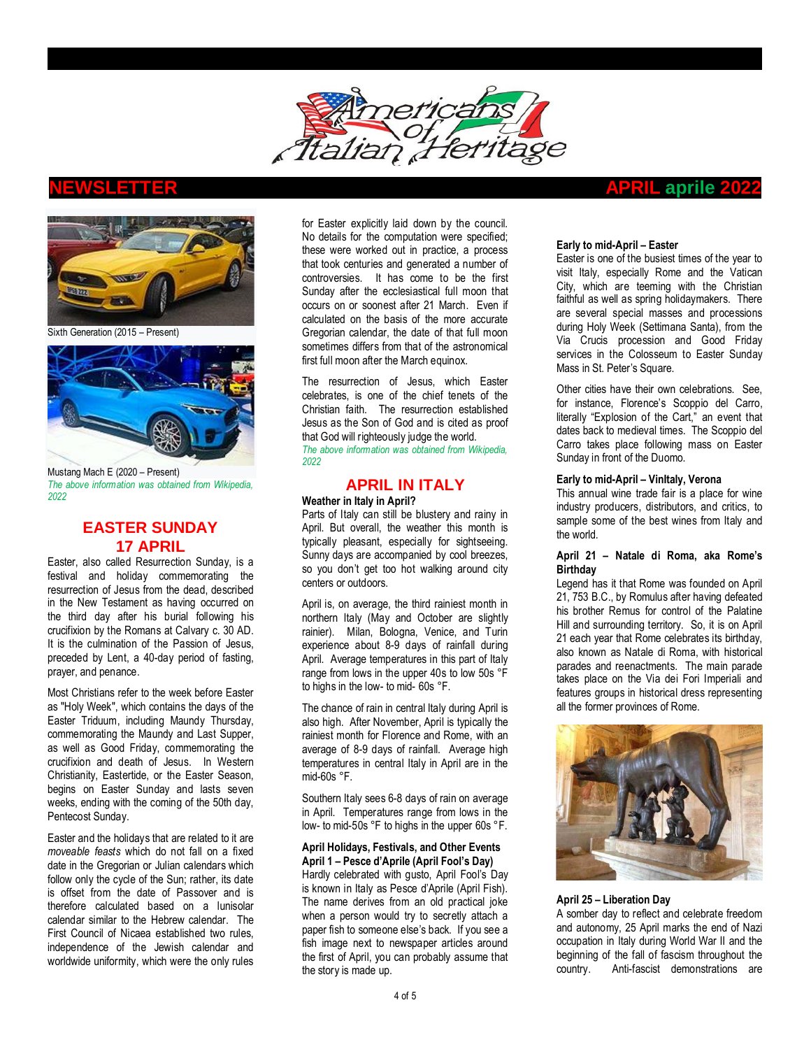# NEWSLETTER

**APRIL aprile 2022**

Sixth Generation (2015 – Present)

Mustang Mach E (2020 – Present)

*The above information was obtained from Wikipedia, 2022*

## EASTER SUNDAY 17 APRIL

Easter, also called Resurrection Sunday, is a festival and holiday commemorating the resurrection of Jesus from the dead, described in the New Testament as having occurred on the third day after his burial following his crucifixion by the Romans at Calvary c. 30 AD. It is the culmination of the Passion of Jesus, preceded by Lent, a 40-day period of fasting, prayer, and penance.

Most Christians refer to the week before Easter as "Holy Week", which contains the days of the Easter Triduum, including Maundy Thursday, commemorating the Maundy and Last Supper, as well as Good Friday, commemorating the crucifixion and death of Jesus. In Western Christianity, Eastertide, or the Easter Season, begins on Easter Sunday and lasts seven weeks, ending with the coming of the 50th day, Pentecost Sunday.

Easter and the holidays that are related to it are *moveable feasts* which do not fall on a fixed date in the Gregorian or Julian calendars which follow only the cycle of the Sun; rather, its date is offset from the date of Passover and is therefore calculated based on a lunisolar calendar similar to the Hebrew calendar. The First Council of Nicaea established two rules, independence of the Jewish calendar and worldwide uniformity, which were the only rules for Easter explicitly laid down by the council. No details for the computation were specified; these were worked out in practice, a process that took centuries and generated a number of controversies. It has come to be the first Sunday after the ecclesiastical full moon that occurs on or soonest after 21 March. Even if calculated on the basis of the more accurate Gregorian calendar, the date of that full moon sometimes differs from that of the astronomical first full moon after the March equinox.

The resurrection of Jesus, which Easter celebrates, is one of the chief tenets of the Christian faith. The resurrection established Jesus as the Son of God and is cited as proof that God will righteously judge the world.

*The above information was obtained from Wikipedia, 2022*

## APRIL IN ITALY

**Weather in Italy in April?**

Parts of Italy can still be blustery and rainy in April. But overall, the weather this month is typically pleasant, especially for sightseeing. Sunny days are accompanied by cool breezes, so you don't get too hot walking around city centers or outdoors.

April is, on average, the third rainiest month in northern Italy (May and October are slightly rainier). Milan, Bologna, Venice, and Turin experience about 8-9 days of rainfall during April. Average temperatures in this part of Italy range from lows in the upper 40s to low 50s °F to highs in the low- to mid- 60s °F.

The chance of rain in central Italy during April is also high. After November, April is typically the rainiest month for Florence and Rome, with an average of 8-9 days of rainfall. Average high temperatures in central Italy in April are in the mid-60s °F.

Southern Italy sees 6-8 days of rain on average in April. Temperatures range from lows in the low- to mid-50s °F to highs in the upper 60s °F.

**April Holidays, Festivals, and Other Events**

**April 1 – Pesce d'Aprile (April Fool's Day)**

Hardly celebrated with gusto, April Fool's Day is known in Italy as Pesce d'Aprile (April Fish). The name derives from an old practical joke when a person would try to secretly attach a paper fish to someone else's back. If you see a fish image next to newspaper articles around the first of April, you can probably assume that the story is made up.

**Early to mid-April – Easter**

Easter is one of the busiest times of the year to visit Italy, especially Rome and the Vatican City, which are teeming with the Christian faithful as well as spring holidaymakers. There are several special masses and processions during Holy Week (Settimana Santa), from the Via Crucis procession and Good Friday services in the Colosseum to Easter Sunday Mass in St. Peter's Square.

Other cities have their own celebrations. See, for instance, Florence's Scoppio del Carro, literally "Explosion of the Cart," an event that dates back to medieval times. The Scoppio del Carro takes place following mass on Easter Sunday in front of the Duomo.

**Early to mid-April – Vinltaly, Verona**

This annual wine trade fair is a place for wine industry producers, distributors, and critics, to sample some of the best wines from Italy and the world.

**April 21 – Natale di Roma, aka Rome's Birthday**

Legend has it that Rome was founded on April 21, 753 B.C., by Romulus after having defeated his brother Remus for control of the Palatine Hill and surrounding territory. So, it is on April 21 each year that Rome celebrates its birthday, also known as Natale di Roma, with historical parades and reenactments. The main parade takes place on the Via dei Fori Imperiali and features groups in historical dress representing all the former provinces of Rome.

**April 25 – Liberation Day**

A somber day to reflect and celebrate freedom and autonomy, 25 April marks the end of Nazi occupation in Italy during World War II and the beginning of the fall of fascism throughout the country. Anti-fascist demonstrations are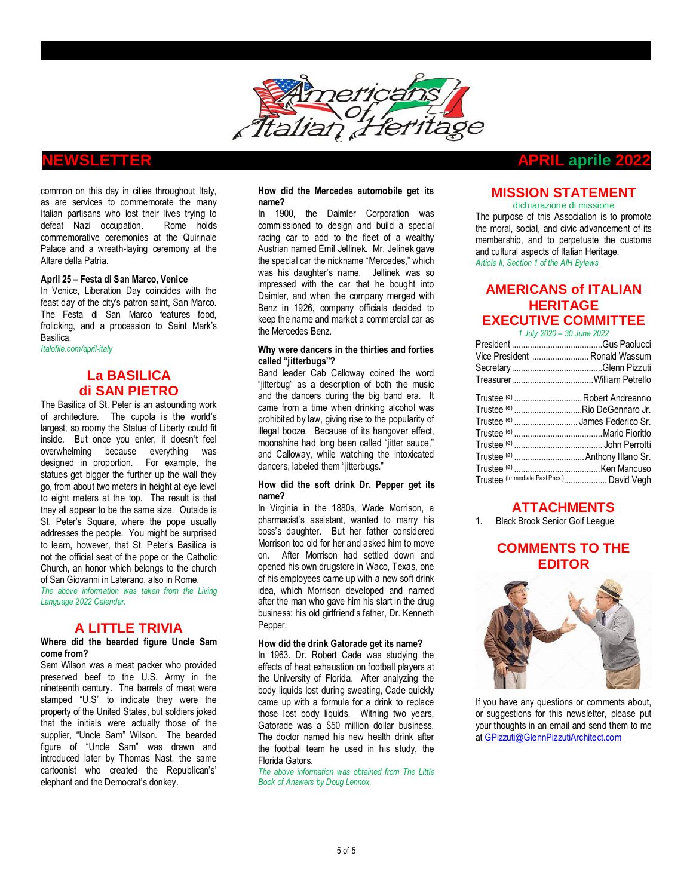common on this day in cities throughout Italy, as are services to commemorate the many Italian partisans who lost their lives trying to defeat Nazi occupation. Rome holds commemorative ceremonies at the Quirinale Palace and a wreath-laying ceremony at the Altare della Patria.

**April 25 – Festa di San Marco, Venice**

In Venice, Liberation Day coincides with the feast day of the city's patron saint, San Marco. The Festa di San Marco features food, frolicking, and a procession to Saint Mark's Basilica.

*Italofile.com/april-italy*

## La BASILICA di SAN PIETRO

The Basilica of St. Peter is an astounding work of architecture. The cupola is the world's largest, so roomy the Statue of Liberty could fit inside. But once you enter, it doesn't feel overwhelming because everything was designed in proportion. For example, the statues get bigger the further up the wall they go, from about two meters in height at eye level to eight meters at the top. The result is that they all appear to be the same size. Outside is St. Peter's Square, where the pope usually addresses the people. You might be surprised to learn, however, that St. Peter's Basilica is not the official seat of the pope or the Catholic Church, an honor which belongs to the church of San Giovanni in Laterano, also in Rome.

*The above information was taken from the Living Language 2022 Calendar.*

## A LITTLE TRIVIA

**Where did the bearded figure Uncle Sam come from?**

Sam Wilson was a meat packer who provided preserved beef to the U.S. Army in the nineteenth century. The barrels of meat were stamped "U.S" to indicate they were the property of the United States, but soldiers joked that the initials were actually those of the supplier, "Uncle Sam" Wilson. The bearded figure of "Uncle Sam" was drawn and introduced later by Thomas Nast, the same cartoonist who created the Republican's' elephant and the Democrat's donkey.

**How did the Mercedes automobile get its name?**

In 1900, the Daimler Corporation was commissioned to design and build a special racing car to add to the fleet of a wealthy Austrian named Emil Jellinek. Mr. Jelinek gave the special car the nickname "Mercedes," which was his daughter's name. Jellinek was so impressed with the car that he bought into Daimler, and when the company merged with Benz in 1926, company officials decided to keep the name and market a commercial car as the Mercedes Benz.

**Why were dancers in the thirties and forties called "jitterbugs"?**

Band leader Cab Calloway coined the word "jitterbug" as a description of both the music and the dancers during the big band era. It came from a time when drinking alcohol was prohibited by law, giving rise to the popularity of illegal booze. Because of its hangover effect, moonshine had long been called "jitter sauce," and Calloway, while watching the intoxicated dancers, labeled them "jitterbugs."

**How did the soft drink Dr. Pepper get its name?**

In Virginia in the 1880s, Wade Morrison, a pharmacist's assistant, wanted to marry his boss's daughter. But her father considered Morrison too old for her and asked him to move on. After Morrison had settled down and opened his own drugstore in Waco, Texas, one of his employees came up with a new soft drink idea, which Morrison developed and named after the man who gave him his start in the drug business: his old girlfriend's father, Dr. Kenneth Pepper.

**How did the drink Gatorade get its name?**

In 1963. Dr. Robert Cade was studying the effects of heat exhaustion on football players at the University of Florida. After analyzing the body liquids lost during sweating, Cade quickly came up with a formula for a drink to replace those lost body liquids. Withing two years, Gatorade was a $50 million dollar business. The doctor named his new health drink after the football team he used in his study, the Florida Gators.

*The above information was obtained from The Little Book of Answers by Doug Lennox.*

## MISSION STATEMENT

dichiarazione di missione

The purpose of this Association is to promote the moral, social, and civic advancement of its membership, and to perpetuate the customs and cultural aspects of Italian Heritage.

*Article II, Section 1 of the AIH Bylaws*

## AMERICANS of ITALIAN HERITAGE EXECUTIVE COMMITTEE

*1 July 2020 – 30 June 2022*

| | |
|---|---|
| President | Gus Paolucci |
| Vice President | Ronald Wassum |
| Secretary | Glenn Pizzuti |
| Treasurer | William Petrello |
| Trustee (e) | Robert Andreanno |
| Trustee (e) | Rio DeGennaro Jr. |
| Trustee (e) | James Federico Sr. |
| Trustee (e) | Mario Fioritto |
| Trustee (e) | John Perrotti |
| Trustee (a) | Anthony Illano Sr. |
| Trustee (a) | Ken Mancuso |
| Trustee (Immediate Past Pres.) | David Vegh |

## ATTACHMENTS

1. Black Brook Senior Golf League

## COMMENTS TO THE EDITOR

If you have any questions or comments about, or suggestions for this newsletter, please put your thoughts in an email and send them to me at GPizzuti@GlennPizzutiArchitect.com